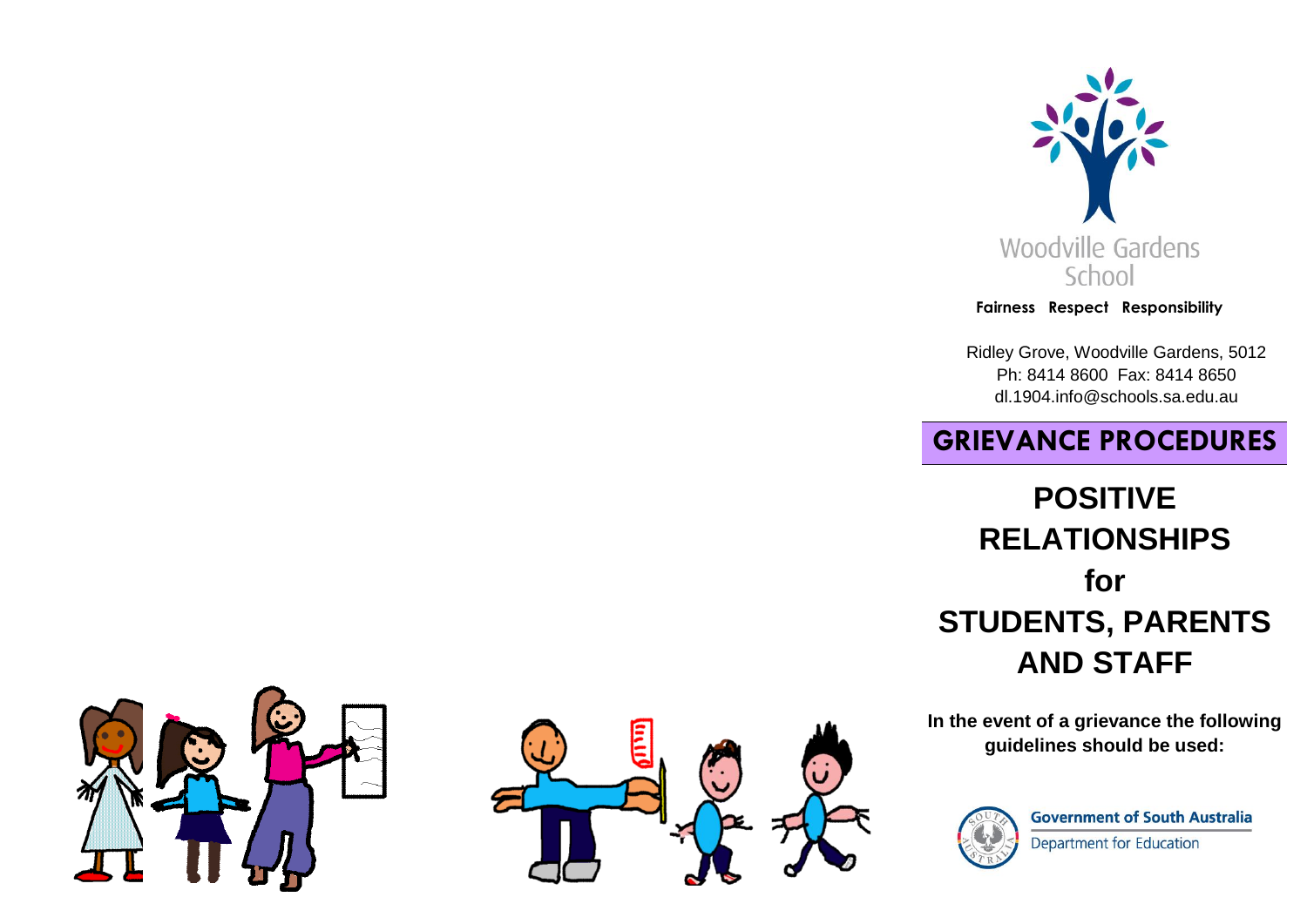Woodville Gardens School

**Fairness Respect Responsibility**

Ridley Grove, Woodville Gardens, 5012
Ph: 8414 8600 Fax: 8414 8650
dl.1904.info@schools.sa.edu.au

# GRIEVANCE PROCEDURES

## POSITIVE RELATIONSHIPS for STUDENTS, PARENTS AND STAFF

**In the event of a grievance the following guidelines should be used:**

Government of South Australia
Department for Education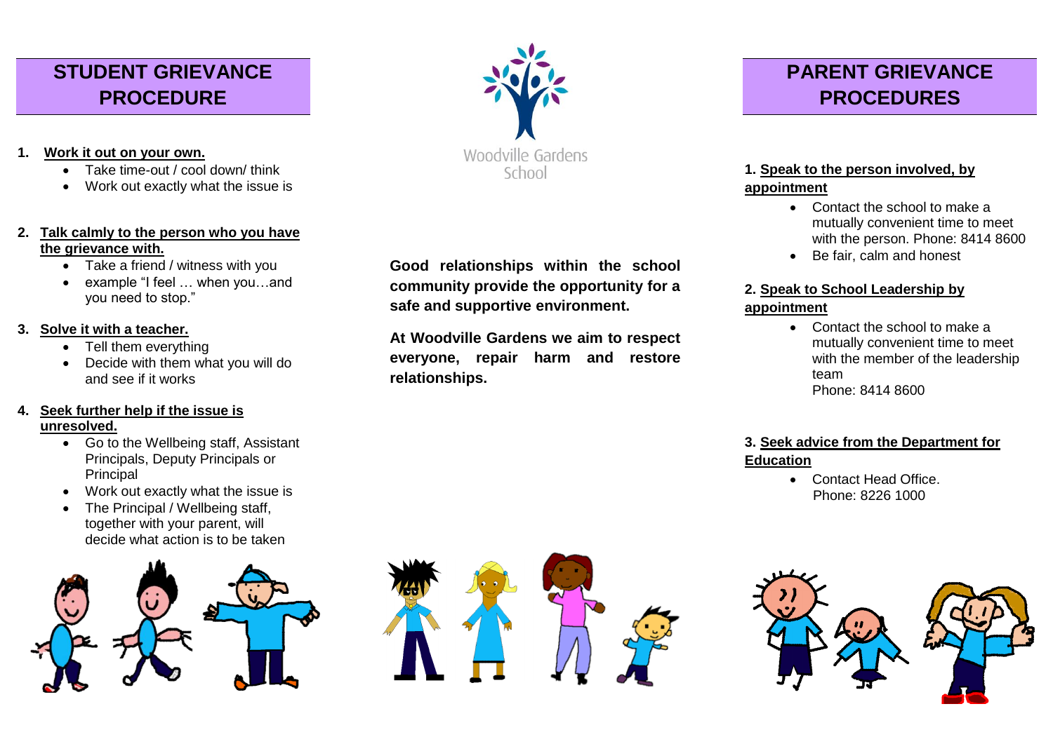# STUDENT GRIEVANCE PROCEDURE

1. **Work it out on your own.**
   - Take time-out / cool down/ think
   - Work out exactly what the issue is

2. **Talk calmly to the person who you have the grievance with.**
   - Take a friend / witness with you
   - example "I feel … when you…and you need to stop."

3. **Solve it with a teacher.**
   - Tell them everything
   - Decide with them what you will do and see if it works

4. **Seek further help if the issue is unresolved.**
   - Go to the Wellbeing staff, Assistant Principals, Deputy Principals or Principal
   - Work out exactly what the issue is
   - The Principal / Wellbeing staff, together with your parent, will decide what action is to be taken

Woodville Gardens School

**Good relationships within the school community provide the opportunity for a safe and supportive environment.**

**At Woodville Gardens we aim to respect everyone, repair harm and restore relationships.**

# PARENT GRIEVANCE PROCEDURES

1. **Speak to the person involved, by appointment**
   - Contact the school to make a mutually convenient time to meet with the person. Phone: 8414 8600
   - Be fair, calm and honest

2. **Speak to School Leadership by appointment**
   - Contact the school to make a mutually convenient time to meet with the member of the leadership team
     Phone: 8414 8600

3. **Seek advice from the Department for Education**
   - Contact Head Office.
     Phone: 8226 1000